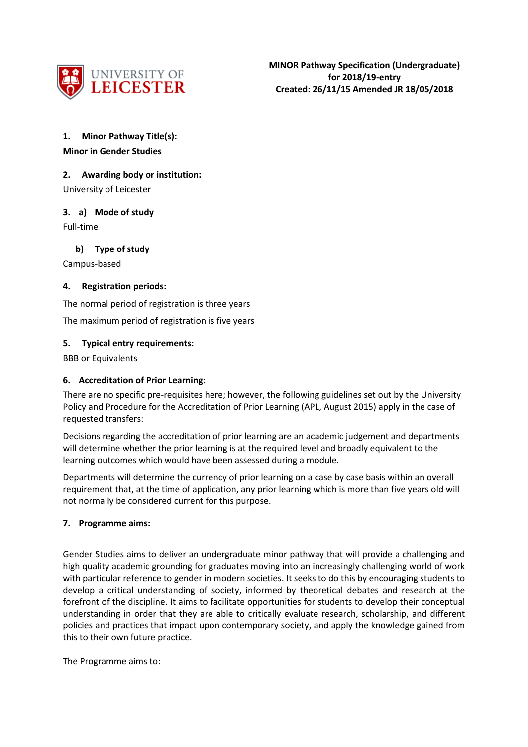UNIVERSITY OF LEICESTER

**MINOR Pathway Specification (Undergraduate)**
**for 2018/19-entry**
**Created: 26/11/15 Amended JR 18/05/2018**

**1. Minor Pathway Title(s):**

**Minor in Gender Studies**

**2. Awarding body or institution:**

University of Leicester

**3. a) Mode of study**

Full-time

**b) Type of study**

Campus-based

**4. Registration periods:**

The normal period of registration is three years

The maximum period of registration is five years

**5. Typical entry requirements:**

BBB or Equivalents

**6. Accreditation of Prior Learning:**

There are no specific pre-requisites here; however, the following guidelines set out by the University Policy and Procedure for the Accreditation of Prior Learning (APL, August 2015) apply in the case of requested transfers:

Decisions regarding the accreditation of prior learning are an academic judgement and departments will determine whether the prior learning is at the required level and broadly equivalent to the learning outcomes which would have been assessed during a module.

Departments will determine the currency of prior learning on a case by case basis within an overall requirement that, at the time of application, any prior learning which is more than five years old will not normally be considered current for this purpose.

**7. Programme aims:**

Gender Studies aims to deliver an undergraduate minor pathway that will provide a challenging and high quality academic grounding for graduates moving into an increasingly challenging world of work with particular reference to gender in modern societies. It seeks to do this by encouraging students to develop a critical understanding of society, informed by theoretical debates and research at the forefront of the discipline. It aims to facilitate opportunities for students to develop their conceptual understanding in order that they are able to critically evaluate research, scholarship, and different policies and practices that impact upon contemporary society, and apply the knowledge gained from this to their own future practice.

The Programme aims to: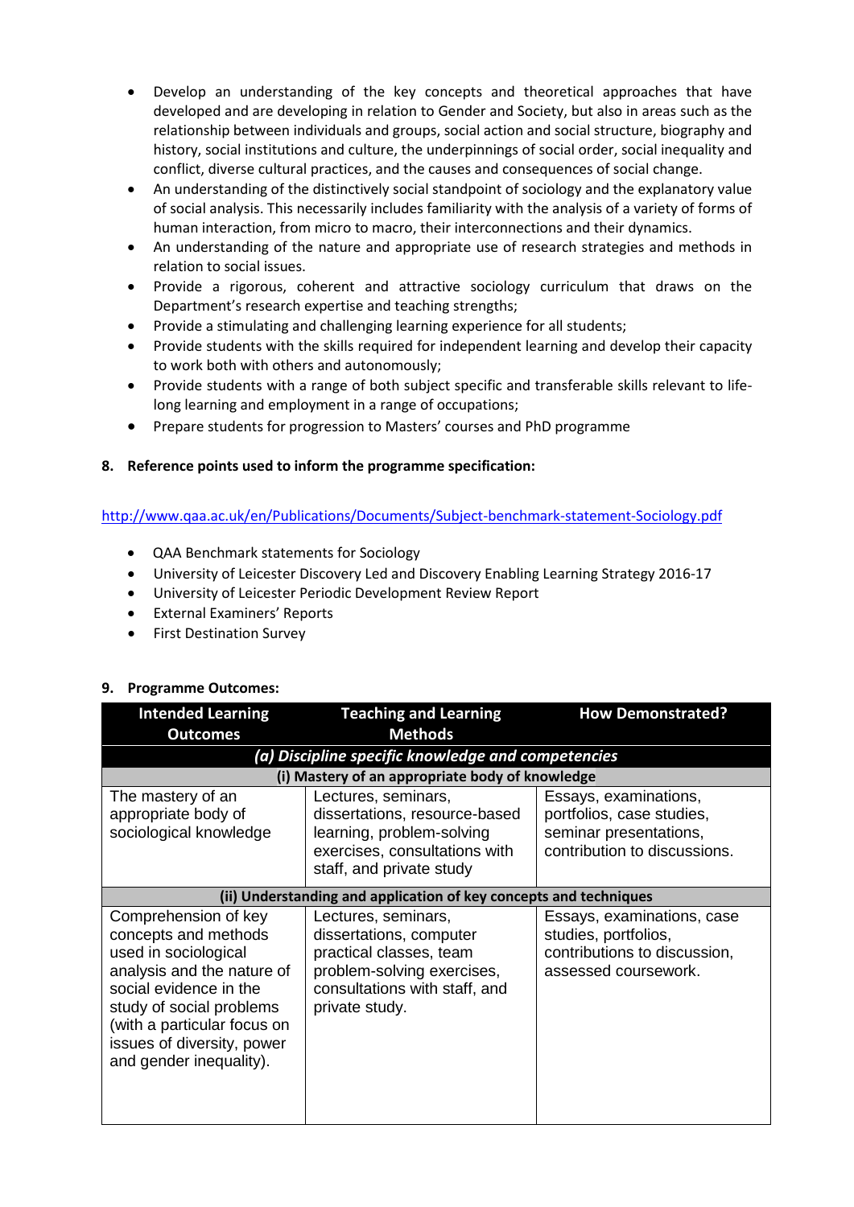- Develop an understanding of the key concepts and theoretical approaches that have developed and are developing in relation to Gender and Society, but also in areas such as the relationship between individuals and groups, social action and social structure, biography and history, social institutions and culture, the underpinnings of social order, social inequality and conflict, diverse cultural practices, and the causes and consequences of social change.
- An understanding of the distinctively social standpoint of sociology and the explanatory value of social analysis. This necessarily includes familiarity with the analysis of a variety of forms of human interaction, from micro to macro, their interconnections and their dynamics.
- An understanding of the nature and appropriate use of research strategies and methods in relation to social issues.
- Provide a rigorous, coherent and attractive sociology curriculum that draws on the Department's research expertise and teaching strengths;
- Provide a stimulating and challenging learning experience for all students;
- Provide students with the skills required for independent learning and develop their capacity to work both with others and autonomously;
- Provide students with a range of both subject specific and transferable skills relevant to life-long learning and employment in a range of occupations;
- Prepare students for progression to Masters' courses and PhD programme

## 8. Reference points used to inform the programme specification:

http://www.qaa.ac.uk/en/Publications/Documents/Subject-benchmark-statement-Sociology.pdf

- QAA Benchmark statements for Sociology
- University of Leicester Discovery Led and Discovery Enabling Learning Strategy 2016-17
- University of Leicester Periodic Development Review Report
- External Examiners' Reports
- First Destination Survey

## 9. Programme Outcomes:

| Intended Learning Outcomes | Teaching and Learning Methods | How Demonstrated? |
|---|---|---|
| ***(a) Discipline specific knowledge and competencies*** | | |
| **(i) Mastery of an appropriate body of knowledge** | | |
| The mastery of an appropriate body of sociological knowledge | Lectures, seminars, dissertations, resource-based learning, problem-solving exercises, consultations with staff, and private study | Essays, examinations, portfolios, case studies, seminar presentations, contribution to discussions. |
| **(ii) Understanding and application of key concepts and techniques** | | |
| Comprehension of key concepts and methods used in sociological analysis and the nature of social evidence in the study of social problems (with a particular focus on issues of diversity, power and gender inequality). | Lectures, seminars, dissertations, computer practical classes, team problem-solving exercises, consultations with staff, and private study. | Essays, examinations, case studies, portfolios, contributions to discussion, assessed coursework. |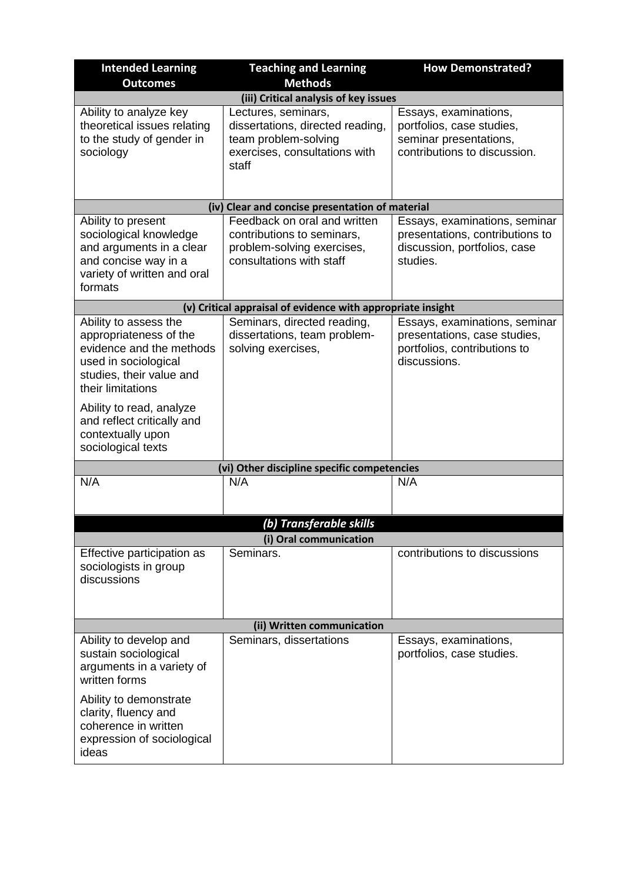| Intended Learning Outcomes | Teaching and Learning Methods | How Demonstrated? |
|---|---|---|
| **(iii) Critical analysis of key issues** | | |
| Ability to analyze key theoretical issues relating to the study of gender in sociology | Lectures, seminars, dissertations, directed reading, team problem-solving exercises, consultations with staff | Essays, examinations, portfolios, case studies, seminar presentations, contributions to discussion. |
| **(iv) Clear and concise presentation of material** | | |
| Ability to present sociological knowledge and arguments in a clear and concise way in a variety of written and oral formats | Feedback on oral and written contributions to seminars, problem-solving exercises, consultations with staff | Essays, examinations, seminar presentations, contributions to discussion, portfolios, case studies. |
| **(v) Critical appraisal of evidence with appropriate insight** | | |
| Ability to assess the appropriateness of the evidence and the methods used in sociological studies, their value and their limitations<br><br>Ability to read, analyze and reflect critically and contextually upon sociological texts | Seminars, directed reading, dissertations, team problem-solving exercises, | Essays, examinations, seminar presentations, case studies, portfolios, contributions to discussions. |
| **(vi) Other discipline specific competencies** | | |
| N/A | N/A | N/A |
| ***(b) Transferable skills*** | | |
| **(i) Oral communication** | | |
| Effective participation as sociologists in group discussions | Seminars. | contributions to discussions |
| **(ii) Written communication** | | |
| Ability to develop and sustain sociological arguments in a variety of written forms<br><br>Ability to demonstrate clarity, fluency and coherence in written expression of sociological ideas | Seminars, dissertations | Essays, examinations, portfolios, case studies. |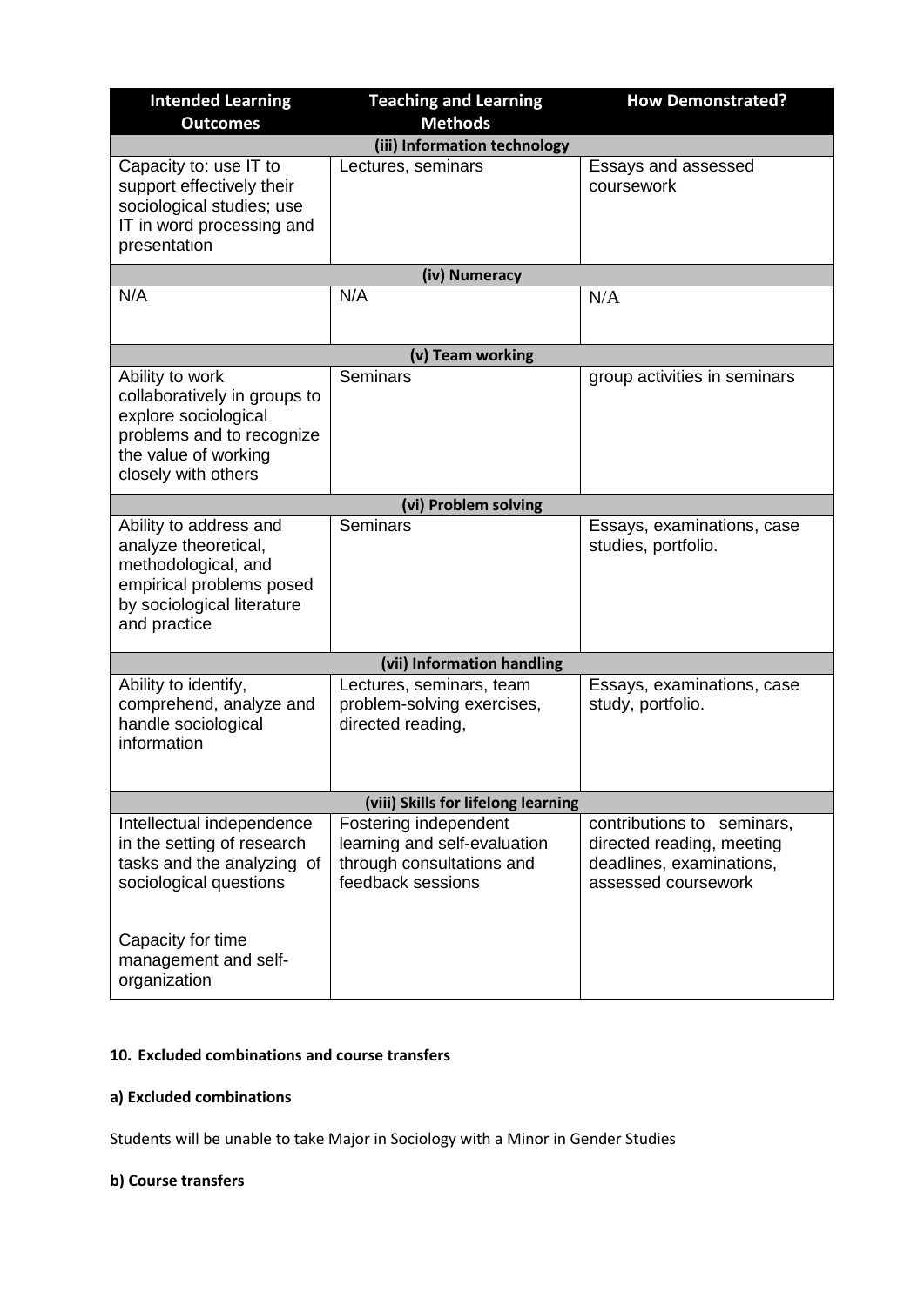| Intended Learning Outcomes | Teaching and Learning Methods | How Demonstrated? |
|---|---|---|
| **(iii) Information technology** | | |
| Capacity to: use IT to support effectively their sociological studies; use IT in word processing and presentation | Lectures, seminars | Essays and assessed coursework |
| **(iv) Numeracy** | | |
| N/A | N/A | N/A |
| **(v) Team working** | | |
| Ability to work collaboratively in groups to explore sociological problems and to recognize the value of working closely with others | Seminars | group activities in seminars |
| **(vi) Problem solving** | | |
| Ability to address and analyze theoretical, methodological, and empirical problems posed by sociological literature and practice | Seminars | Essays, examinations, case studies, portfolio. |
| **(vii) Information handling** | | |
| Ability to identify, comprehend, analyze and handle sociological information | Lectures, seminars, team problem-solving exercises, directed reading, | Essays, examinations, case study, portfolio. |
| **(viii) Skills for lifelong learning** | | |
| Intellectual independence in the setting of research tasks and the analyzing of sociological questions<br><br>Capacity for time management and self-organization | Fostering independent learning and self-evaluation through consultations and feedback sessions | contributions to seminars, directed reading, meeting deadlines, examinations, assessed coursework |

**10. Excluded combinations and course transfers**

**a) Excluded combinations**

Students will be unable to take Major in Sociology with a Minor in Gender Studies

**b) Course transfers**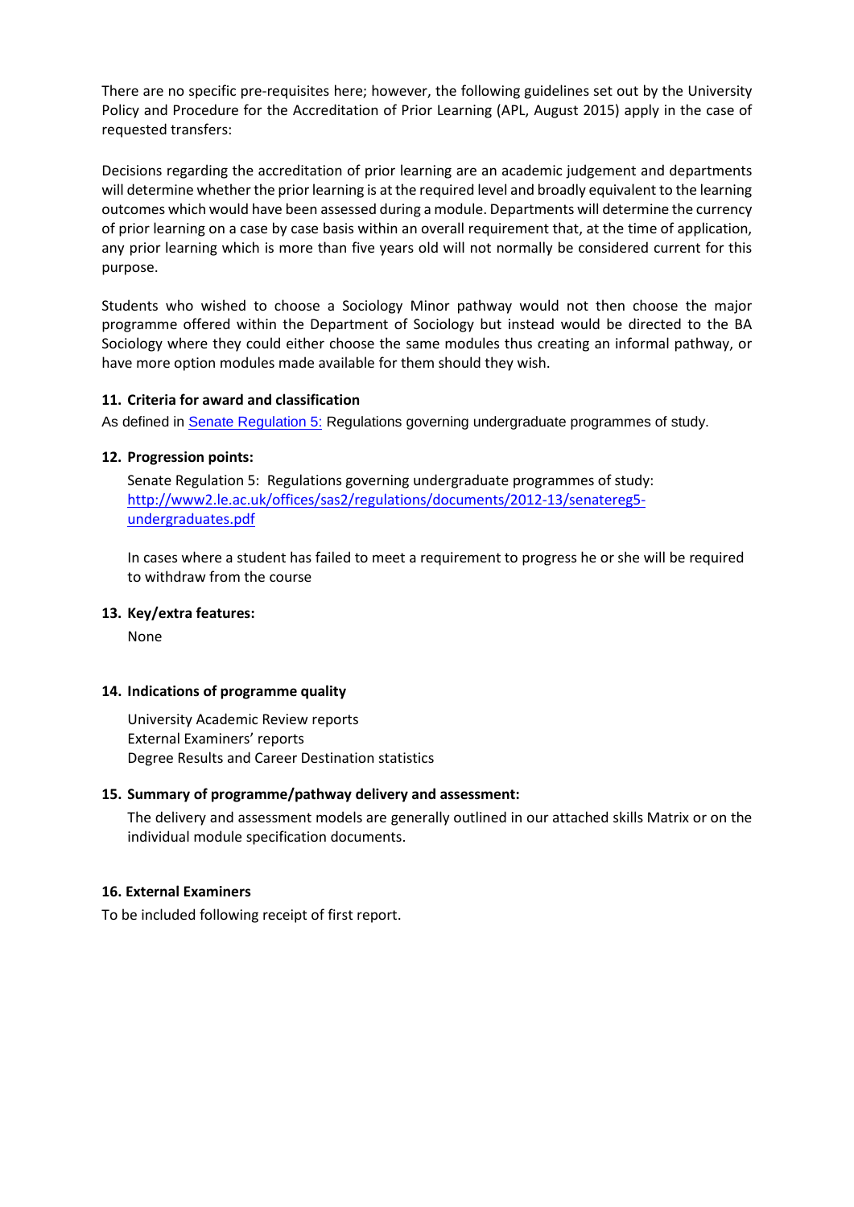There are no specific pre-requisites here; however, the following guidelines set out by the University Policy and Procedure for the Accreditation of Prior Learning (APL, August 2015) apply in the case of requested transfers:

Decisions regarding the accreditation of prior learning are an academic judgement and departments will determine whether the prior learning is at the required level and broadly equivalent to the learning outcomes which would have been assessed during a module. Departments will determine the currency of prior learning on a case by case basis within an overall requirement that, at the time of application, any prior learning which is more than five years old will not normally be considered current for this purpose.

Students who wished to choose a Sociology Minor pathway would not then choose the major programme offered within the Department of Sociology but instead would be directed to the BA Sociology where they could either choose the same modules thus creating an informal pathway, or have more option modules made available for them should they wish.

## 11. Criteria for award and classification

As defined in [Senate Regulation 5:](http://www2.le.ac.uk/offices/sas2/regulations/documents/2012-13/senatereg5-undergraduates.pdf) Regulations governing undergraduate programmes of study.

## 12. Progression points:

Senate Regulation 5: Regulations governing undergraduate programmes of study: [http://www2.le.ac.uk/offices/sas2/regulations/documents/2012-13/senatereg5-undergraduates.pdf](http://www2.le.ac.uk/offices/sas2/regulations/documents/2012-13/senatereg5-undergraduates.pdf)

In cases where a student has failed to meet a requirement to progress he or she will be required to withdraw from the course

## 13. Key/extra features:

None

## 14. Indications of programme quality

University Academic Review reports
External Examiners' reports
Degree Results and Career Destination statistics

## 15. Summary of programme/pathway delivery and assessment:

The delivery and assessment models are generally outlined in our attached skills Matrix or on the individual module specification documents.

## 16. External Examiners

To be included following receipt of first report.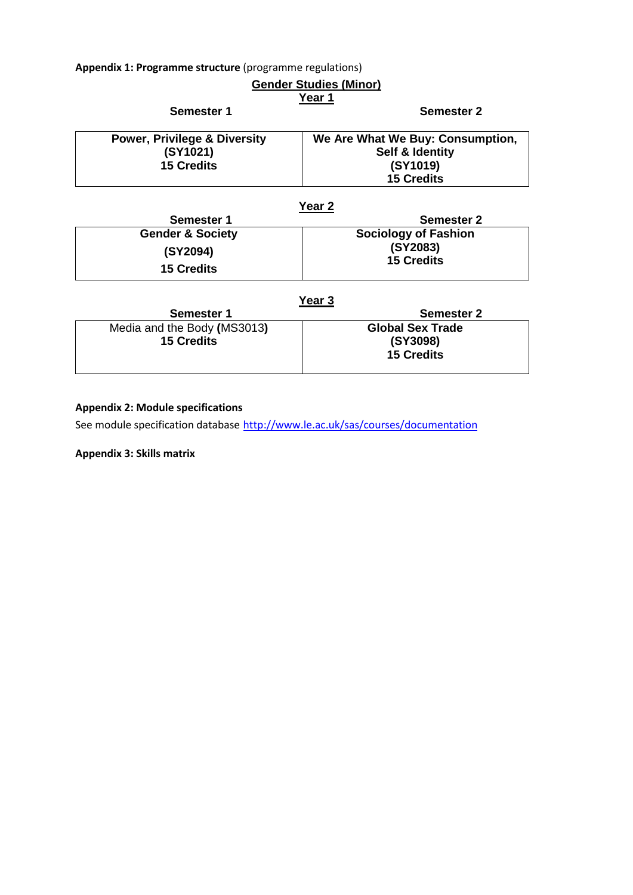**Appendix 1: Programme structure** (programme regulations)

**Gender Studies (Minor)**

**Year 1**

| Semester 1 | Semester 2 |
|---|---|
| **Power, Privilege & Diversity (SY1021) 15 Credits** | **We Are What We Buy: Consumption, Self & Identity (SY1019) 15 Credits** |

**Year 2**

| Semester 1 | Semester 2 |
|---|---|
| **Gender & Society (SY2094) 15 Credits** | **Sociology of Fashion (SY2083) 15 Credits** |

**Year 3**

| Semester 1 | Semester 2 |
|---|---|
| Media and the Body **(**MS3013**)** **15 Credits** | **Global Sex Trade (SY3098) 15 Credits** |

**Appendix 2: Module specifications**

See module specification database http://www.le.ac.uk/sas/courses/documentation

**Appendix 3: Skills matrix**